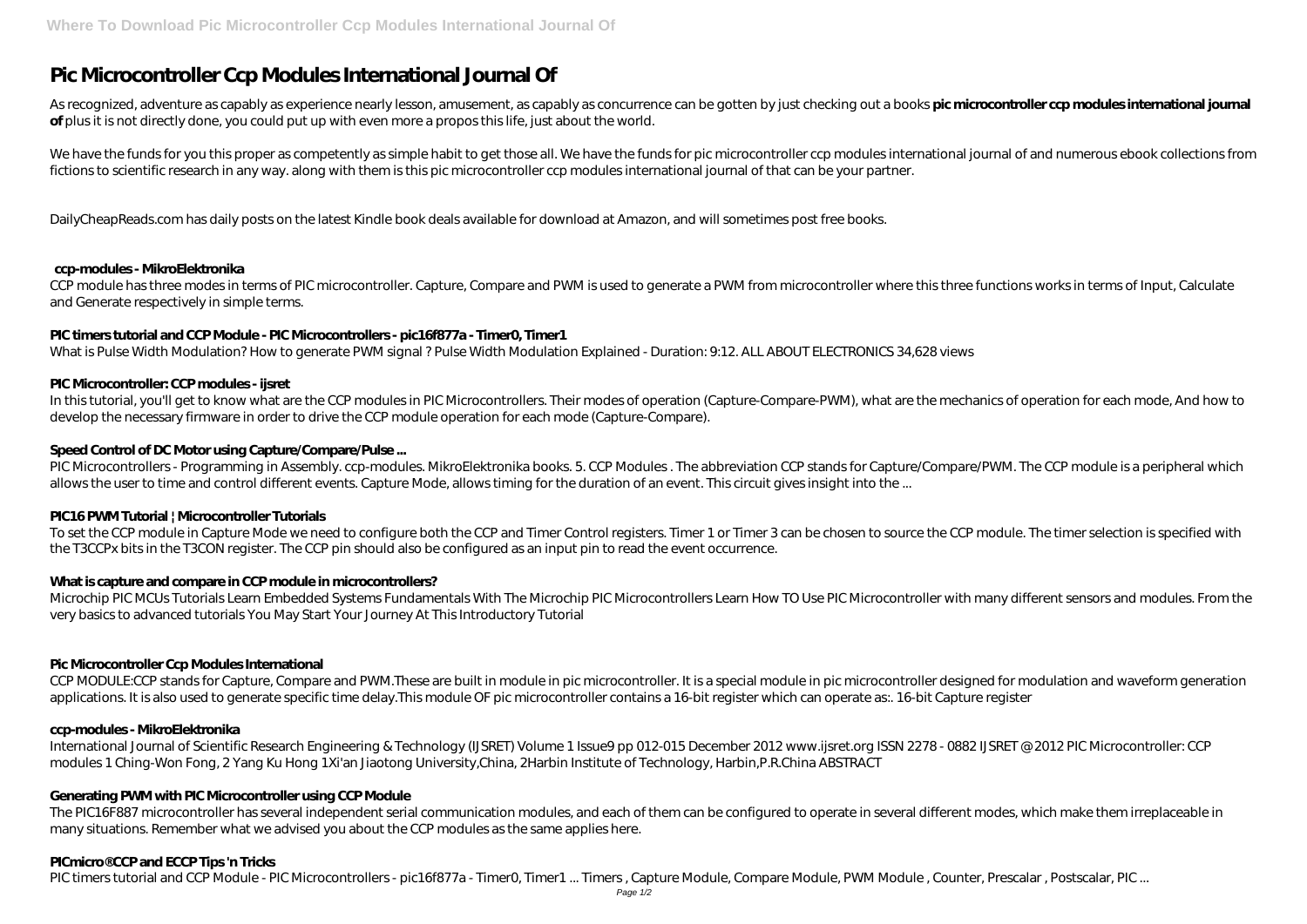# Pic Microcontroller Ccp Modules International Journal Of

As recognized, adventure as capably as experience nearly lesson, amusement, as capably as concurrence can be gotten by just checking out a books **pic microcontroller ccp modules international journal of** plus it is not directly done, you could put up with even more a propos this life, just about the world.

We have the funds for you this proper as competently as simple habit to get those all. We have the funds for pic microcontroller ccp modules international journal of and numerous ebook collections from fictions to scientific research in any way. along with them is this pic microcontroller ccp modules international journal of that can be your partner.

DailyCheapReads.com has daily posts on the latest Kindle book deals available for download at Amazon, and will sometimes post free books.

### ccp-modules - MikroElektronika

CCP module has three modes in terms of PIC microcontroller. Capture, Compare and PWM is used to generate a PWM from microcontroller where this three functions works in terms of Input, Calculate and Generate respectively in simple terms.

### PIC timers tutorial and CCP Module - PIC Microcontrollers - pic16f877a - Timer0, Timer1

What is Pulse Width Modulation? How to generate PWM signal ? Pulse Width Modulation Explained - Duration: 9:12. ALL ABOUT ELECTRONICS 34,628 views

### PIC Microcontroller: CCP modules - ijsret

In this tutorial, you'll get to know what are the CCP modules in PIC Microcontrollers. Their modes of operation (Capture-Compare-PWM), what are the mechanics of operation for each mode, And how to develop the necessary firmware in order to drive the CCP module operation for each mode (Capture-Compare).

### Speed Control of DC Motor using Capture/Compare/Pulse ...

PIC Microcontrollers - Programming in Assembly. ccp-modules. MikroElektronika books. 5. CCP Modules . The abbreviation CCP stands for Capture/Compare/PWM. The CCP module is a peripheral which allows the user to time and control different events. Capture Mode, allows timing for the duration of an event. This circuit gives insight into the ...

### PIC16 PWM Tutorial | Microcontroller Tutorials

To set the CCP module in Capture Mode we need to configure both the CCP and Timer Control registers. Timer 1 or Timer 3 can be chosen to source the CCP module. The timer selection is specified with the T3CCPx bits in the T3CON register. The CCP pin should also be configured as an input pin to read the event occurrence.

### What is capture and compare in CCP module in microcontrollers?

Microchip PIC MCUs Tutorials Learn Embedded Systems Fundamentals With The Microchip PIC Microcontrollers Learn How TO Use PIC Microcontroller with many different sensors and modules. From the very basics to advanced tutorials You May Start Your Journey At This Introductory Tutorial

### Pic Microcontroller Ccp Modules International

CCP MODULE:CCP stands for Capture, Compare and PWM.These are built in module in pic microcontroller. It is a special module in pic microcontroller designed for modulation and waveform generation applications. It is also used to generate specific time delay.This module OF pic microcontroller contains a 16-bit register which can operate as:. 16-bit Capture register

### ccp-modules - MikroElektronika

International Journal of Scientific Research Engineering & Technology (IJSRET) Volume 1 Issue9 pp 012-015 December 2012 www.ijsret.org ISSN 2278 - 0882 IJSRET @ 2012 PIC Microcontroller: CCP modules 1 Ching-Won Fong, 2 Yang Ku Hong 1Xi'an Jiaotong University,China, 2Harbin Institute of Technology, Harbin,P.R.China ABSTRACT

### Generating PWM with PIC Microcontroller using CCP Module

The PIC16F887 microcontroller has several independent serial communication modules, and each of them can be configured to operate in several different modes, which make them irreplaceable in many situations. Remember what we advised you about the CCP modules as the same applies here.

### PICmicro® CCP and ECCP Tips 'n Tricks

PIC timers tutorial and CCP Module - PIC Microcontrollers - pic16f877a - Timer0, Timer1 ... Timers , Capture Module, Compare Module, PWM Module , Counter, Prescalar , Postscalar, PIC ...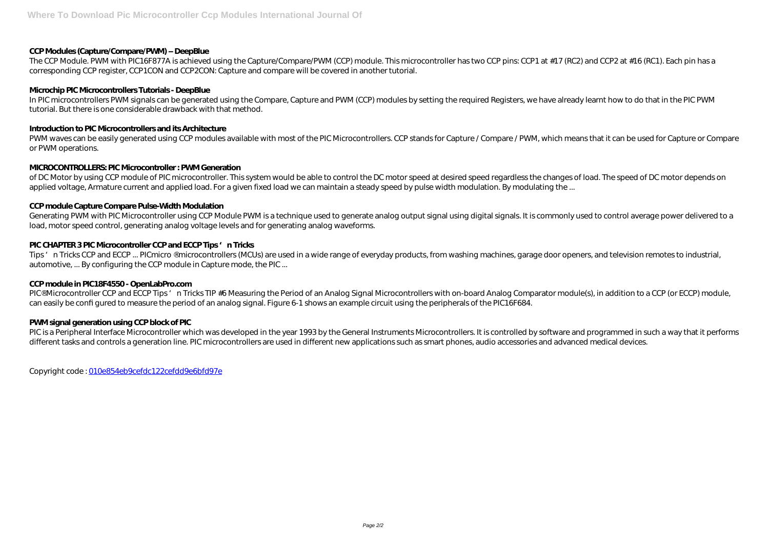### CCP Modules (Capture/Compare/PWM) – DeepBlue

The CCP Module. PWM with PIC16F877A is achieved using the Capture/Compare/PWM (CCP) module. This microcontroller has two CCP pins: CCP1 at #17 (RC2) and CCP2 at #16 (RC1). Each pin has a corresponding CCP register, CCP1CON and CCP2CON: Capture and compare will be covered in another tutorial.

### Microchip PIC Microcontrollers Tutorials - DeepBlue

In PIC microcontrollers PWM signals can be generated using the Compare, Capture and PWM (CCP) modules by setting the required Registers, we have already learnt how to do that in the PIC PWM tutorial. But there is one considerable drawback with that method.

### Introduction to PIC Microcontrollers and its Architecture

PWM waves can be easily generated using CCP modules available with most of the PIC Microcontrollers. CCP stands for Capture / Compare / PWM, which means that it can be used for Capture or Compare or PWM operations.

### MICROCONTROLLERS: PIC Microcontroller : PWM Generation

of DC Motor by using CCP module of PIC microcontroller. This system would be able to control the DC motor speed at desired speed regardless the changes of load. The speed of DC motor depends on applied voltage, Armature current and applied load. For a given fixed load we can maintain a steady speed by pulse width modulation. By modulating the ...

### CCP module Capture Compare Pulse-Width Modulation

Generating PWM with PIC Microcontroller using CCP Module PWM is a technique used to generate analog output signal using digital signals. It is commonly used to control average power delivered to a load, motor speed control, generating analog voltage levels and for generating analog waveforms.

### PIC CHAPTER 3 PIC Microcontroller CCP and ECCP Tips 'n Tricks

Tips 'n Tricks CCP and ECCP ... PICmicro ® microcontrollers (MCUs) are used in a wide range of everyday products, from washing machines, garage door openers, and television remotes to industrial, automotive, ... By configuring the CCP module in Capture mode, the PIC ...

### CCP module in PIC18F4550 - OpenLabPro.com

PIC® Microcontroller CCP and ECCP Tips 'n Tricks TIP #6 Measuring the Period of an Analog Signal Microcontrollers with on-board Analog Comparator module(s), in addition to a CCP (or ECCP) module, can easily be confi gured to measure the period of an analog signal. Figure 6-1 shows an example circuit using the peripherals of the PIC16F684.

### PWM signal generation using CCP block of PIC

PIC is a Peripheral Interface Microcontroller which was developed in the year 1993 by the General Instruments Microcontrollers. It is controlled by software and programmed in such a way that it performs different tasks and controls a generation line. PIC microcontrollers are used in different new applications such as smart phones, audio accessories and advanced medical devices.

Copyright code : 010e854eb9cefdc122cefdd9e6bfd97e